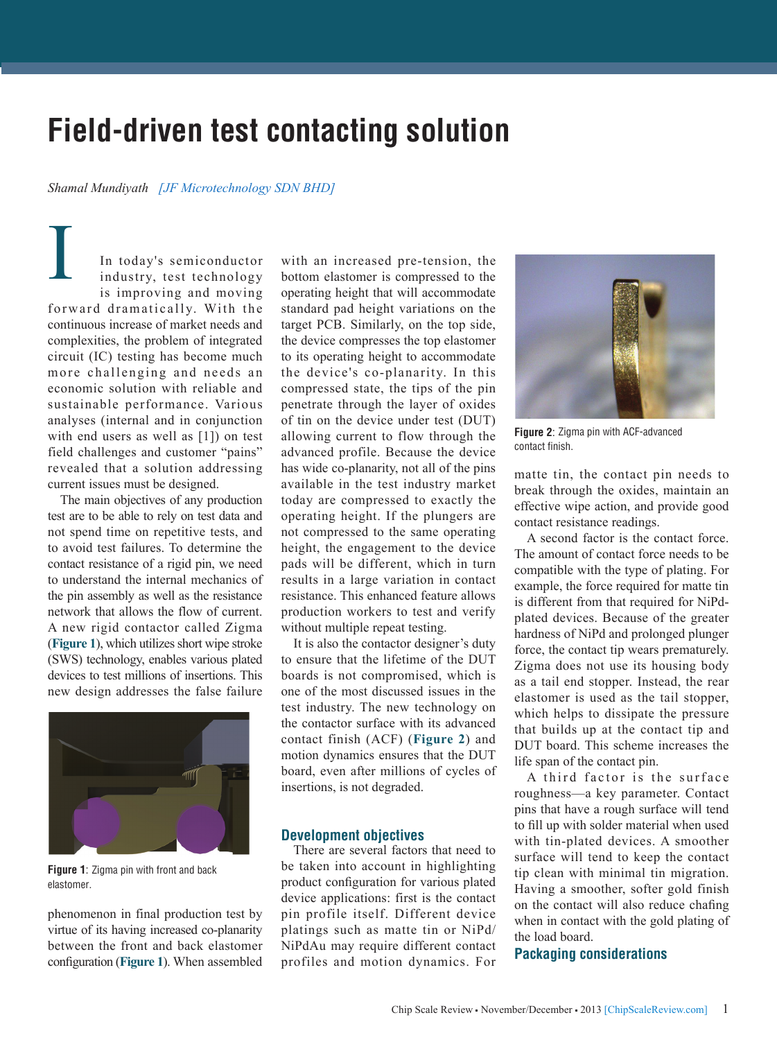# Field-driven test contacting solution

*Shamal Mundiyath [JF Microtechnology SDN BHD]*

In today's semiconductor industry, test technology is improving and moving forward dramatically. With the continuous increase of market needs and complexities, the problem of integrated circuit (IC) testing has become much more challenging and needs an economic solution with reliable and sustainable performance. Various analyses (internal and in conjunction with end users as well as [1]) on test field challenges and customer "pains" revealed that a solution addressing current issues must be designed.

The main objectives of any production test are to be able to rely on test data and not spend time on repetitive tests, and to avoid test failures. To determine the contact resistance of a rigid pin, we need to understand the internal mechanics of the pin assembly as well as the resistance network that allows the flow of current. A new rigid contactor called Zigma (**Figure 1**), which utilizes short wipe stroke (SWS) technology, enables various plated devices to test millions of insertions. This new design addresses the false failure phenomenon in final production test by virtue of its having increased co-planarity between the front and back elastomer configuration (**Figure 1**). When assembled with an increased pre-tension, the bottom elastomer is compressed to the operating height that will accommodate standard pad height variations on the target PCB. Similarly, on the top side, the device compresses the top elastomer to its operating height to accommodate the device's co-planarity. In this compressed state, the tips of the pin penetrate through the layer of oxides of tin on the device under test (DUT) allowing current to flow through the advanced profile. Because the device has wide co-planarity, not all of the pins available in the test industry market today are compressed to exactly the operating height. If the plungers are not compressed to the same operating height, the engagement to the device pads will be different, which in turn results in a large variation in contact resistance. This enhanced feature allows production workers to test and verify without multiple repeat testing.

**Figure 1**: Zigma pin with front and back elastomer.

It is also the contactor designer's duty to ensure that the lifetime of the DUT boards is not compromised, which is one of the most discussed issues in the test industry. The new technology on the contactor surface with its advanced contact finish (ACF) (**Figure 2**) and motion dynamics ensures that the DUT board, even after millions of cycles of insertions, is not degraded.

## Development objectives

There are several factors that need to be taken into account in highlighting product configuration for various plated device applications: first is the contact pin profile itself. Different device platings such as matte tin or NiPd/NiPdAu may require different contact profiles and motion dynamics. For matte tin, the contact pin needs to break through the oxides, maintain an effective wipe action, and provide good contact resistance readings.

**Figure 2**: Zigma pin with ACF-advanced contact finish.

A second factor is the contact force. The amount of contact force needs to be compatible with the type of plating. For example, the force required for matte tin is different from that required for NiPd-plated devices. Because of the greater hardness of NiPd and prolonged plunger force, the contact tip wears prematurely. Zigma does not use its housing body as a tail end stopper. Instead, the rear elastomer is used as the tail stopper, which helps to dissipate the pressure that builds up at the contact tip and DUT board. This scheme increases the life span of the contact pin.

A third factor is the surface roughness—a key parameter. Contact pins that have a rough surface will tend to fill up with solder material when used with tin-plated devices. A smoother surface will tend to keep the contact tip clean with minimal tin migration. Having a smoother, softer gold finish on the contact will also reduce chafing when in contact with the gold plating of the load board.

## Packaging considerations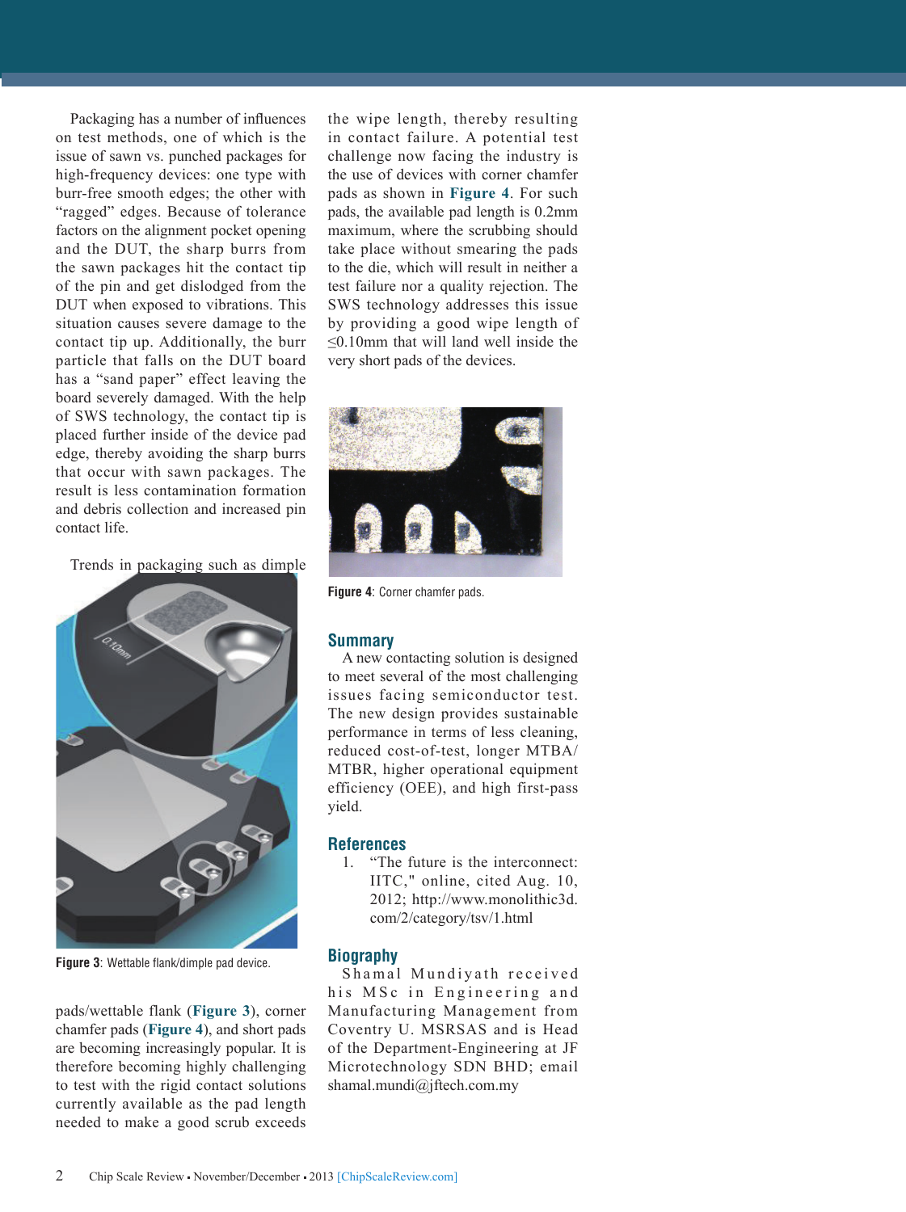Packaging has a number of influences on test methods, one of which is the issue of sawn vs. punched packages for high-frequency devices: one type with burr-free smooth edges; the other with "ragged" edges. Because of tolerance factors on the alignment pocket opening and the DUT, the sharp burrs from the sawn packages hit the contact tip of the pin and get dislodged from the DUT when exposed to vibrations. This situation causes severe damage to the contact tip up. Additionally, the burr particle that falls on the DUT board has a "sand paper" effect leaving the board severely damaged. With the help of SWS technology, the contact tip is placed further inside of the device pad edge, thereby avoiding the sharp burrs that occur with sawn packages. The result is less contamination formation and debris collection and increased pin contact life.

Trends in packaging such as dimple pads/wettable flank (**Figure 3**), corner chamfer pads (**Figure 4**), and short pads are becoming increasingly popular. It is therefore becoming highly challenging to test with the rigid contact solutions currently available as the pad length needed to make a good scrub exceeds the wipe length, thereby resulting in contact failure. A potential test challenge now facing the industry is the use of devices with corner chamfer pads as shown in **Figure 4**. For such pads, the available pad length is 0.2mm maximum, where the scrubbing should take place without smearing the pads to the die, which will result in neither a test failure nor a quality rejection. The SWS technology addresses this issue by providing a good wipe length of ≤0.10mm that will land well inside the very short pads of the devices.

0.10mm

**Figure 3**: Wettable flank/dimple pad device.

**Figure 4**: Corner chamfer pads.

## Summary

A new contacting solution is designed to meet several of the most challenging issues facing semiconductor test. The new design provides sustainable performance in terms of less cleaning, reduced cost-of-test, longer MTBA/MTBR, higher operational equipment efficiency (OEE), and high first-pass yield.

## References

1. "The future is the interconnect: IITC," online, cited Aug. 10, 2012; http://www.monolithic3d.com/2/category/tsv/1.html

## Biography

Shamal Mundiyath received his MSc in Engineering and Manufacturing Management from Coventry U. MSRSAS and is Head of the Department-Engineering at JF Microtechnology SDN BHD; email shamal.mundi@jftech.com.my